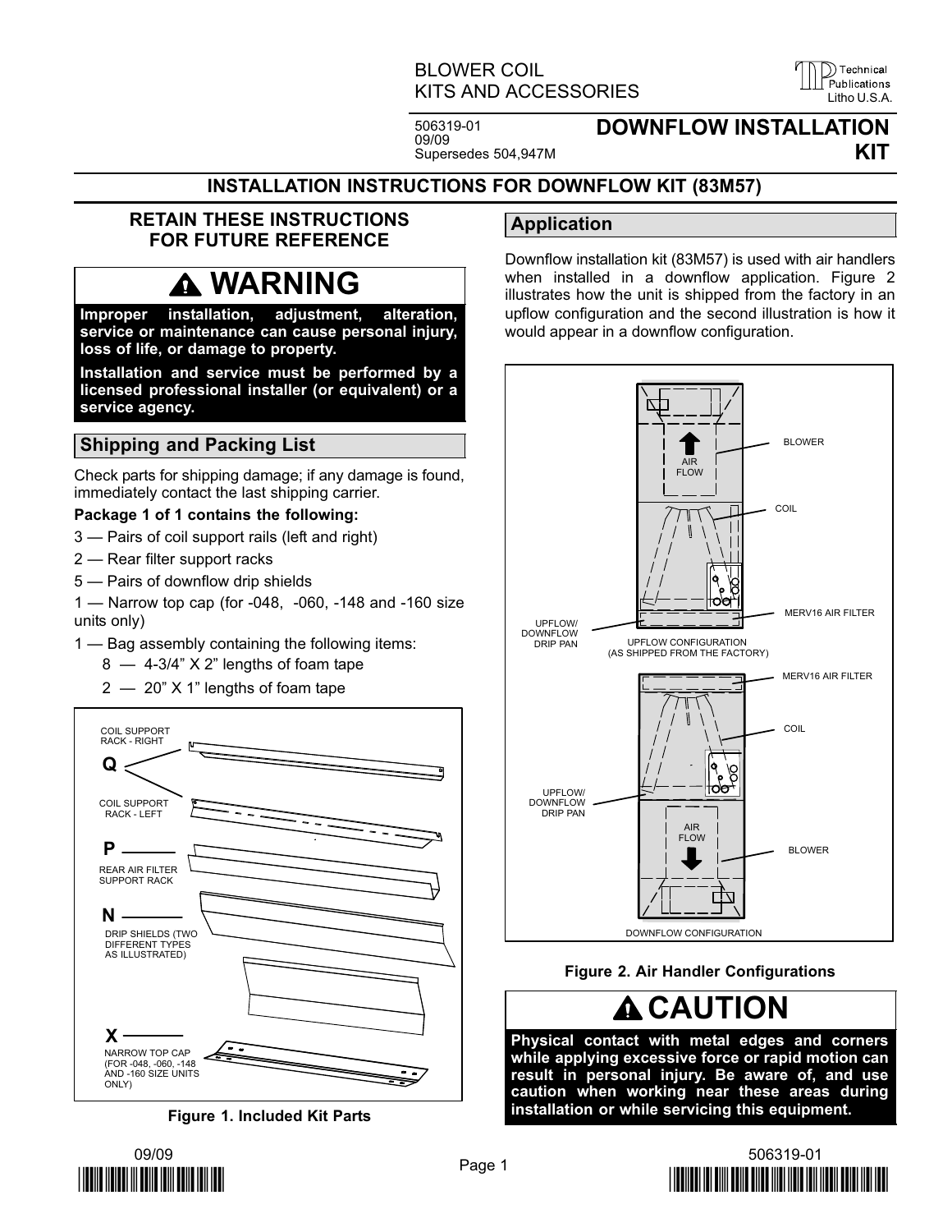BLOWER COIL KITS AND ACCESSORIES

506319-01
09/09
Supersedes 504,947M

# DOWNFLOW INSTALLATION KIT

## INSTALLATION INSTRUCTIONS FOR DOWNFLOW KIT (83M57)

**RETAIN THESE INSTRUCTIONS FOR FUTURE REFERENCE**

**WARNING**

**Improper installation, adjustment, alteration, service or maintenance can cause personal injury, loss of life, or damage to property.**

**Installation and service must be performed by a licensed professional installer (or equivalent) or a service agency.**

## Shipping and Packing List

Check parts for shipping damage; if any damage is found, immediately contact the last shipping carrier.

**Package 1 of 1 contains the following:**

3 — Pairs of coil support rails (left and right)

2 — Rear filter support racks

5 — Pairs of downflow drip shields

1 — Narrow top cap (for -048, -060, -148 and -160 size units only)

1 — Bag assembly containing the following items:

- 8 — 4-3/4" X 2" lengths of foam tape
- 2 — 20" X 1" lengths of foam tape

COIL SUPPORT RACK - RIGHT
Q
COIL SUPPORT RACK - LEFT
P
REAR AIR FILTER SUPPORT RACK
N
DRIP SHIELDS (TWO DIFFERENT TYPES AS ILLUSTRATED)
X
NARROW TOP CAP (FOR -048, -060, -148 AND -160 SIZE UNITS ONLY)

**Figure 1. Included Kit Parts**

## Application

Downflow installation kit (83M57) is used with air handlers when installed in a downflow application. Figure 2 illustrates how the unit is shipped from the factory in an upflow configuration and the second illustration is how it would appear in a downflow configuration.

BLOWER
AIR FLOW
COIL
MERV16 AIR FILTER
UPFLOW/ DOWNFLOW DRIP PAN
UPFLOW CONFIGURATION (AS SHIPPED FROM THE FACTORY)

MERV16 AIR FILTER
COIL
UPFLOW/ DOWNFLOW DRIP PAN
AIR FLOW
BLOWER
DOWNFLOW CONFIGURATION

**Figure 2. Air Handler Configurations**

**CAUTION**

**Physical contact with metal edges and corners while applying excessive force or rapid motion can result in personal injury. Be aware of, and use caution when working near these areas during installation or while servicing this equipment.**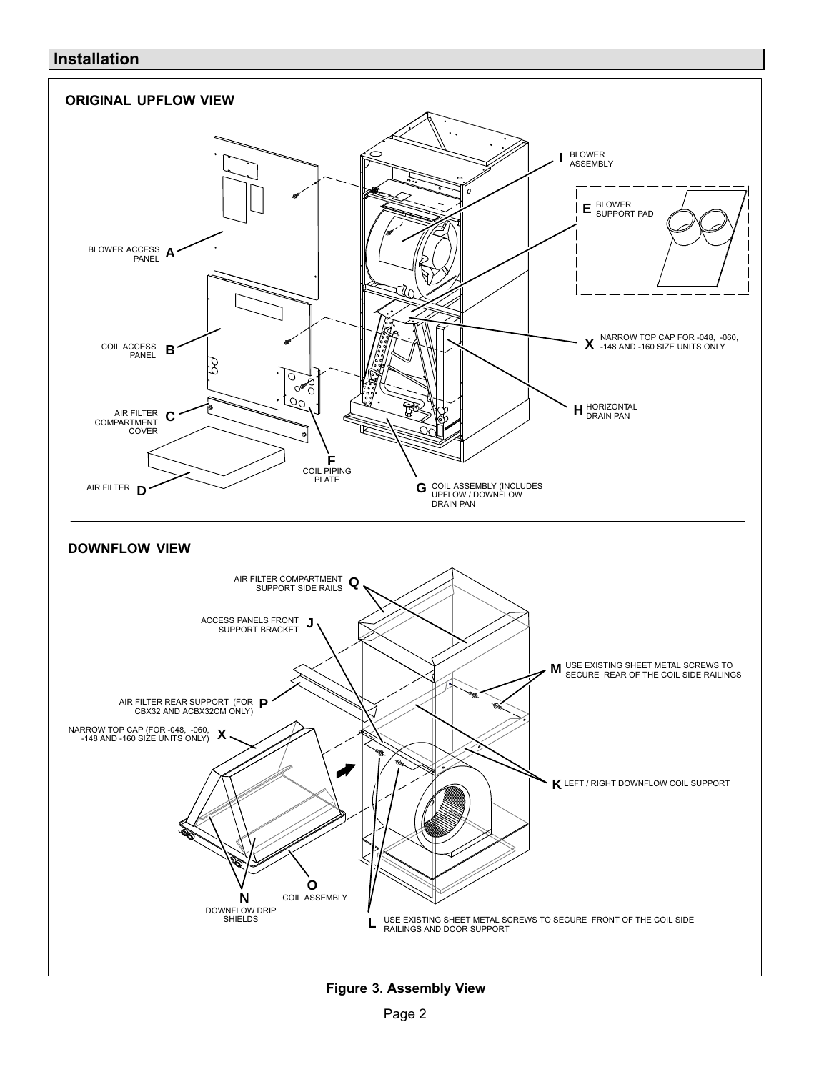## Installation

**ORIGINAL UPFLOW VIEW**

A BLOWER ACCESS PANEL

B COIL ACCESS PANEL

C AIR FILTER COMPARTMENT COVER

D AIR FILTER

E BLOWER SUPPORT PAD

F COIL PIPING PLATE

G COIL ASSEMBLY (INCLUDES UPFLOW / DOWNFLOW DRAIN PAN

H HORIZONTAL DRAIN PAN

I BLOWER ASSEMBLY

X NARROW TOP CAP FOR -048, -060, -148 AND -160 SIZE UNITS ONLY

**DOWNFLOW VIEW**

Q AIR FILTER COMPARTMENT SUPPORT SIDE RAILS

J ACCESS PANELS FRONT SUPPORT BRACKET

P AIR FILTER REAR SUPPORT (FOR CBX32 AND ACBX32CM ONLY)

X NARROW TOP CAP (FOR -048, -060, -148 AND -160 SIZE UNITS ONLY)

M USE EXISTING SHEET METAL SCREWS TO SECURE REAR OF THE COIL SIDE RAILINGS

K LEFT / RIGHT DOWNFLOW COIL SUPPORT

O COIL ASSEMBLY

N DOWNFLOW DRIP SHIELDS

L USE EXISTING SHEET METAL SCREWS TO SECURE FRONT OF THE COIL SIDE RAILINGS AND DOOR SUPPORT

**Figure 3. Assembly View**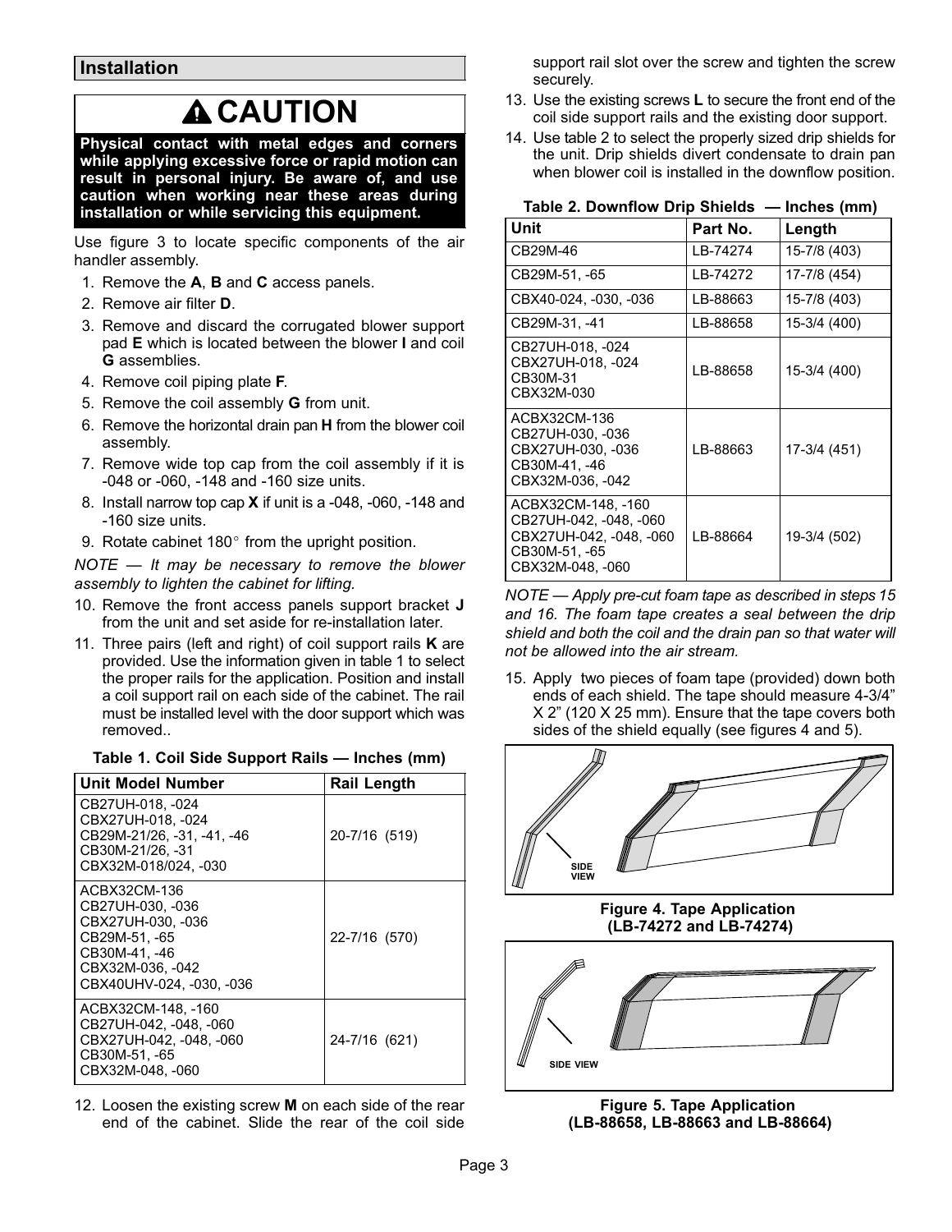## Installation

# ⚠ CAUTION

**Physical contact with metal edges and corners while applying excessive force or rapid motion can result in personal injury. Be aware of, and use caution when working near these areas during installation or while servicing this equipment.**

Use figure 3 to locate specific components of the air handler assembly.

1. Remove the **A**, **B** and **C** access panels.
2. Remove air filter **D**.
3. Remove and discard the corrugated blower support pad **E** which is located between the blower **I** and coil **G** assemblies.
4. Remove coil piping plate **F**.
5. Remove the coil assembly **G** from unit.
6. Remove the horizontal drain pan **H** from the blower coil assembly.
7. Remove wide top cap from the coil assembly if it is -048 or -060, -148 and -160 size units.
8. Install narrow top cap **X** if unit is a -048, -060, -148 and -160 size units.
9. Rotate cabinet 180° from the upright position.

*NOTE — It may be necessary to remove the blower assembly to lighten the cabinet for lifting.*

10. Remove the front access panels support bracket **J** from the unit and set aside for re-installation later.
11. Three pairs (left and right) of coil support rails **K** are provided. Use the information given in table 1 to select the proper rails for the application. Position and install a coil support rail on each side of the cabinet. The rail must be installed level with the door support which was removed..

**Table 1. Coil Side Support Rails — Inches (mm)**

| Unit Model Number | Rail Length |
|---|---|
| CB27UH-018, -024<br>CBX27UH-018, -024<br>CB29M-21/26, -31, -41, -46<br>CB30M-21/26, -31<br>CBX32M-018/024, -030 | 20-7/16 (519) |
| ACBX32CM-136<br>CB27UH-030, -036<br>CBX27UH-030, -036<br>CB29M-51, -65<br>CB30M-41, -46<br>CBX32M-036, -042<br>CBX40UHV-024, -030, -036 | 22-7/16 (570) |
| ACBX32CM-148, -160<br>CB27UH-042, -048, -060<br>CBX27UH-042, -048, -060<br>CB30M-51, -65<br>CBX32M-048, -060 | 24-7/16 (621) |

12. Loosen the existing screw **M** on each side of the rear end of the cabinet. Slide the rear of the coil side support rail slot over the screw and tighten the screw securely.
13. Use the existing screws **L** to secure the front end of the coil side support rails and the existing door support.
14. Use table 2 to select the properly sized drip shields for the unit. Drip shields divert condensate to drain pan when blower coil is installed in the downflow position.

**Table 2. Downflow Drip Shields — Inches (mm)**

| Unit | Part No. | Length |
|---|---|---|
| CB29M-46 | LB-74274 | 15-7/8 (403) |
| CB29M-51, -65 | LB-74272 | 17-7/8 (454) |
| CBX40-024, -030, -036 | LB-88663 | 15-7/8 (403) |
| CB29M-31, -41 | LB-88658 | 15-3/4 (400) |
| CB27UH-018, -024<br>CBX27UH-018, -024<br>CB30M-31<br>CBX32M-030 | LB-88658 | 15-3/4 (400) |
| ACBX32CM-136<br>CB27UH-030, -036<br>CBX27UH-030, -036<br>CB30M-41, -46<br>CBX32M-036, -042 | LB-88663 | 17-3/4 (451) |
| ACBX32CM-148, -160<br>CB27UH-042, -048, -060<br>CBX27UH-042, -048, -060<br>CB30M-51, -65<br>CBX32M-048, -060 | LB-88664 | 19-3/4 (502) |

*NOTE — Apply pre-cut foam tape as described in steps 15 and 16. The foam tape creates a seal between the drip shield and both the coil and the drain pan so that water will not be allowed into the air stream.*

15. Apply two pieces of foam tape (provided) down both ends of each shield. The tape should measure 4-3/4" X 2" (120 X 25 mm). Ensure that the tape covers both sides of the shield equally (see figures 4 and 5).

SIDE VIEW

**Figure 4. Tape Application (LB-74272 and LB-74274)**

SIDE VIEW

**Figure 5. Tape Application (LB-88658, LB-88663 and LB-88664)**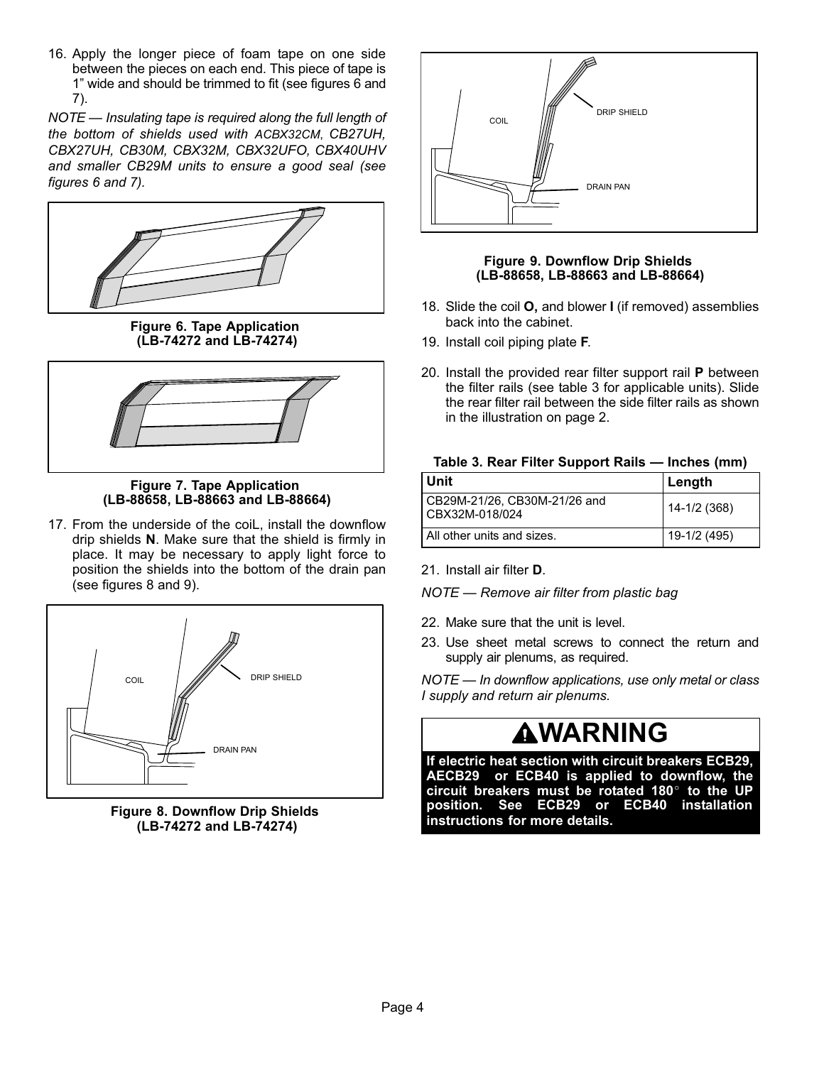16. Apply the longer piece of foam tape on one side between the pieces on each end. This piece of tape is 1" wide and should be trimmed to fit (see figures 6 and 7).

*NOTE — Insulating tape is required along the full length of the bottom of shields used with ACBX32CM, CB27UH, CBX27UH, CB30M, CBX32M, CBX32UFO, CBX40UHV and smaller CB29M units to ensure a good seal (see figures 6 and 7).*

**Figure 6. Tape Application (LB-74272 and LB-74274)**

**Figure 7. Tape Application (LB-88658, LB-88663 and LB-88664)**

17. From the underside of the coiL, install the downflow drip shields **N**. Make sure that the shield is firmly in place. It may be necessary to apply light force to position the shields into the bottom of the drain pan (see figures 8 and 9).

COIL

DRIP SHIELD

DRAIN PAN

**Figure 8. Downflow Drip Shields (LB-74272 and LB-74274)**

COIL

DRIP SHIELD

DRAIN PAN

**Figure 9. Downflow Drip Shields (LB-88658, LB-88663 and LB-88664)**

18. Slide the coil **O,** and blower **I** (if removed) assemblies back into the cabinet.
19. Install coil piping plate **F**.
20. Install the provided rear filter support rail **P** between the filter rails (see table 3 for applicable units). Slide the rear filter rail between the side filter rails as shown in the illustration on page 2.

**Table 3. Rear Filter Support Rails — Inches (mm)**

| Unit | Length |
|---|---|
| CB29M-21/26, CB30M-21/26 and CBX32M-018/024 | 14-1/2 (368) |
| All other units and sizes. | 19-1/2 (495) |

21. Install air filter **D**.

*NOTE — Remove air filter from plastic bag*

22. Make sure that the unit is level.
23. Use sheet metal screws to connect the return and supply air plenums, as required.

*NOTE — In downflow applications, use only metal or class I supply and return air plenums.*

## ⚠WARNING

**If electric heat section with circuit breakers ECB29, AECB29 or ECB40 is applied to downflow, the circuit breakers must be rotated 180° to the UP position. See ECB29 or ECB40 installation instructions for more details.**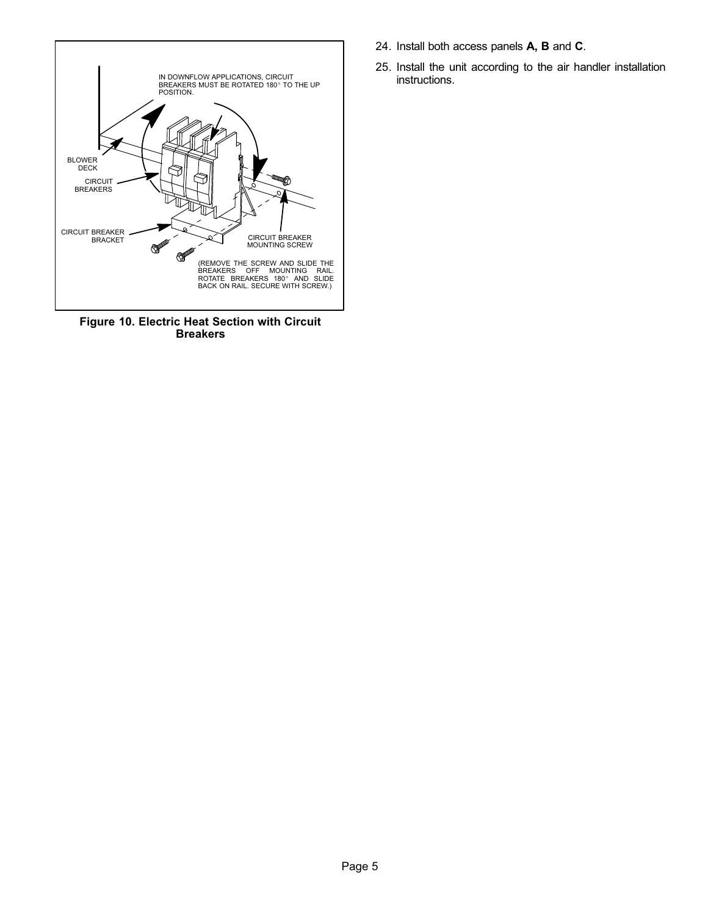IN DOWNFLOW APPLICATIONS, CIRCUIT BREAKERS MUST BE ROTATED 180° TO THE UP POSITION.

BLOWER DECK

CIRCUIT BREAKERS

CIRCUIT BREAKER BRACKET

CIRCUIT BREAKER MOUNTING SCREW

(REMOVE THE SCREW AND SLIDE THE BREAKERS OFF MOUNTING RAIL. ROTATE BREAKERS 180° AND SLIDE BACK ON RAIL. SECURE WITH SCREW.)

**Figure 10. Electric Heat Section with Circuit Breakers**

24. Install both access panels **A, B** and **C**.
25. Install the unit according to the air handler installation instructions.